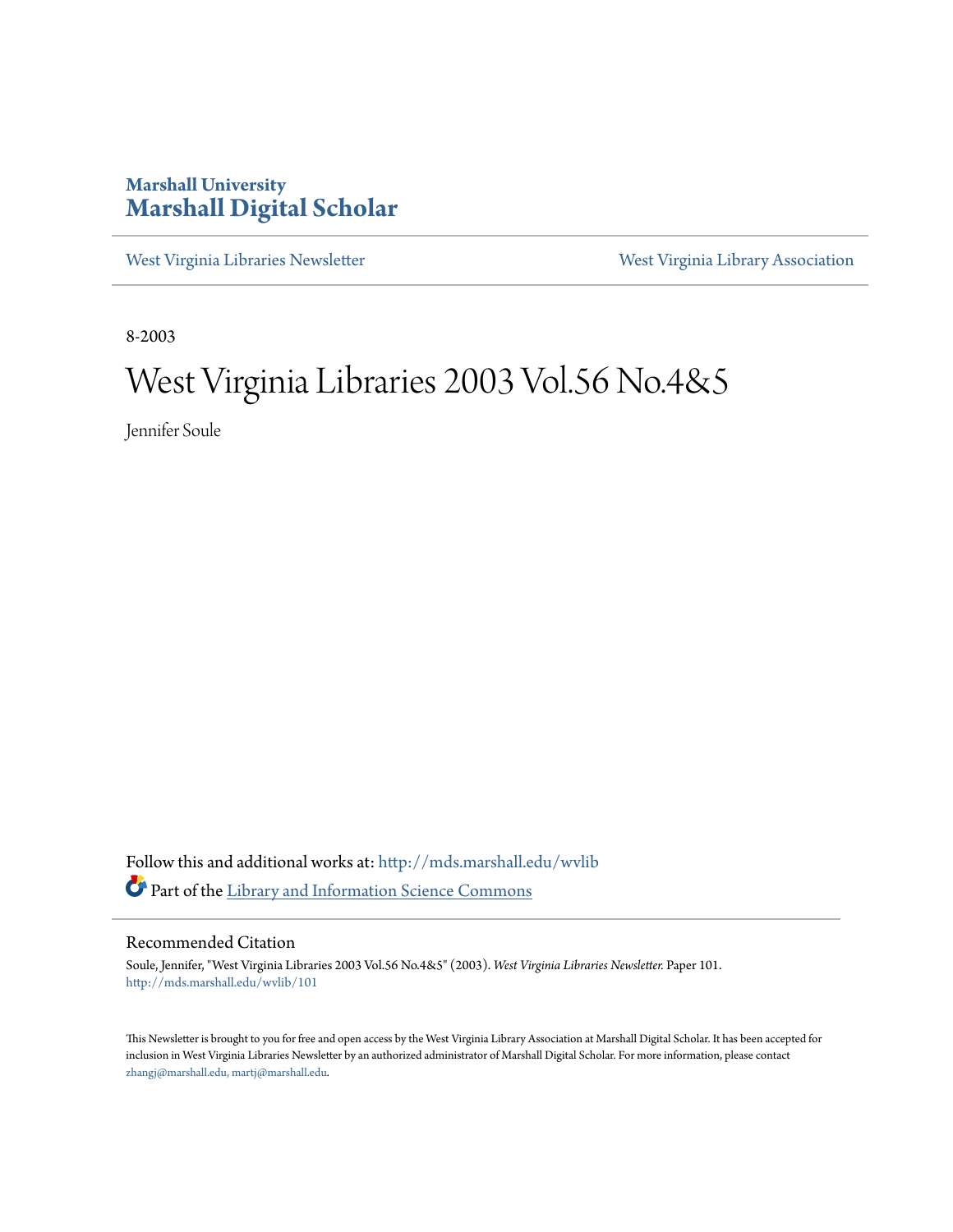Marshall University

# Marshall Digital Scholar

West Virginia Libraries Newsletter

West Virginia Library Association

8-2003

# West Virginia Libraries 2003 Vol.56 No.4&5

Jennifer Soule

Follow this and additional works at: http://mds.marshall.edu/wvlib

Part of the Library and Information Science Commons

## Recommended Citation

Soule, Jennifer, "West Virginia Libraries 2003 Vol.56 No.4&5" (2003). *West Virginia Libraries Newsletter.* Paper 101.
http://mds.marshall.edu/wvlib/101

This Newsletter is brought to you for free and open access by the West Virginia Library Association at Marshall Digital Scholar. It has been accepted for inclusion in West Virginia Libraries Newsletter by an authorized administrator of Marshall Digital Scholar. For more information, please contact zhangj@marshall.edu, martj@marshall.edu.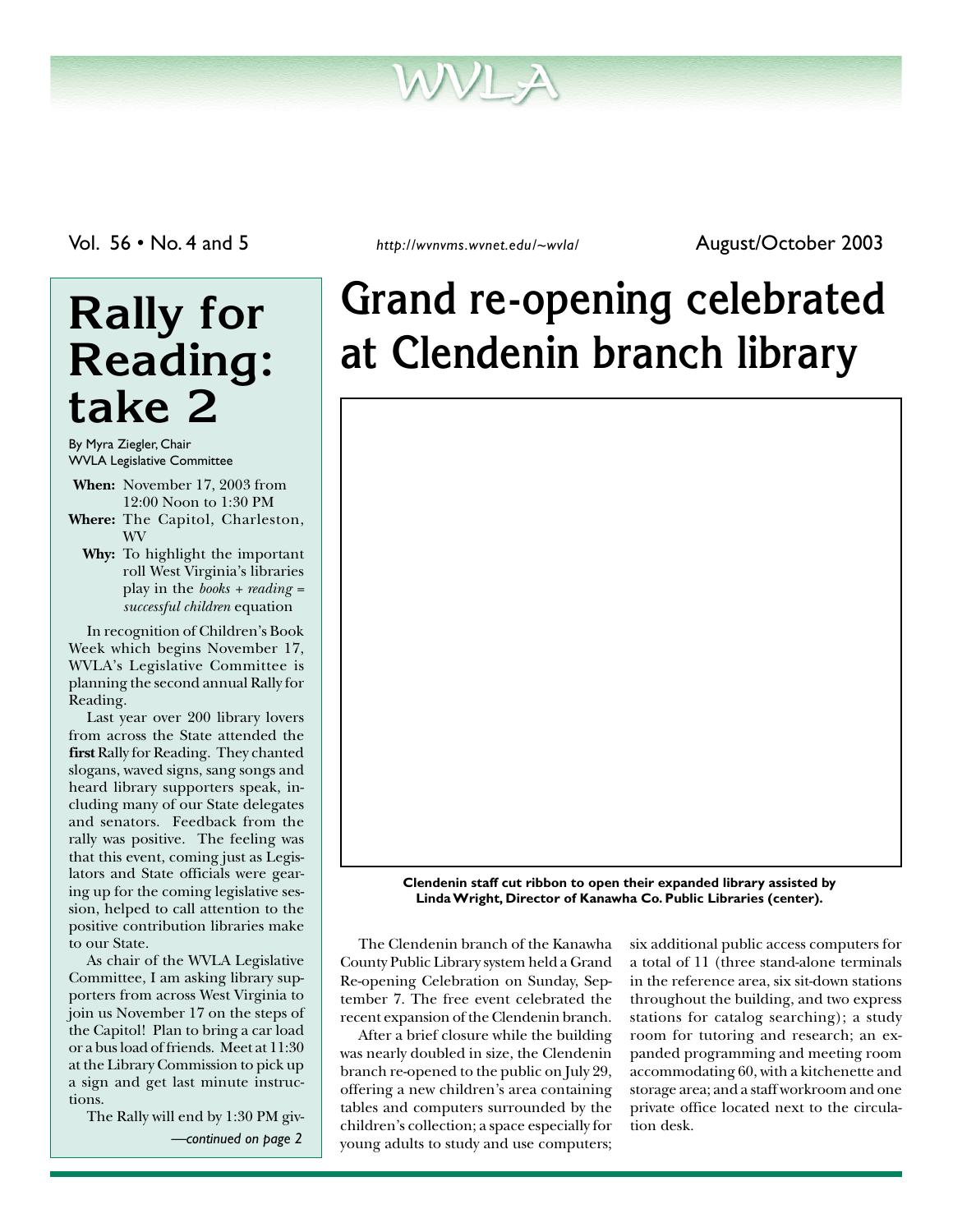# WVLA

Vol. 56 • No. 4 and 5 &nbsp;&nbsp;&nbsp; *http://wvnvms.wvnet.edu/~wvla/* &nbsp;&nbsp;&nbsp; August/October 2003

# Rally for Reading: take 2

By Myra Ziegler, Chair
WVLA Legislative Committee

**When:** November 17, 2003 from 12:00 Noon to 1:30 PM

**Where:** The Capitol, Charleston, WV

**Why:** To highlight the important roll West Virginia's libraries play in the *books + reading = successful children* equation

In recognition of Children's Book Week which begins November 17, WVLA's Legislative Committee is planning the second annual Rally for Reading.

Last year over 200 library lovers from across the State attended the **first** Rally for Reading. They chanted slogans, waved signs, sang songs and heard library supporters speak, including many of our State delegates and senators. Feedback from the rally was positive. The feeling was that this event, coming just as Legislators and State officials were gearing up for the coming legislative session, helped to call attention to the positive contribution libraries make to our State.

As chair of the WVLA Legislative Committee, I am asking library supporters from across West Virginia to join us November 17 on the steps of the Capitol! Plan to bring a car load or a bus load of friends. Meet at 11:30 at the Library Commission to pick up a sign and get last minute instructions.

The Rally will end by 1:30 PM giv-

*—continued on page 2*

# Grand re-opening celebrated at Clendenin branch library

**Clendenin staff cut ribbon to open their expanded library assisted by Linda Wright, Director of Kanawha Co. Public Libraries (center).**

The Clendenin branch of the Kanawha County Public Library system held a Grand Re-opening Celebration on Sunday, September 7. The free event celebrated the recent expansion of the Clendenin branch.

After a brief closure while the building was nearly doubled in size, the Clendenin branch re-opened to the public on July 29, offering a new children's area containing tables and computers surrounded by the children's collection; a space especially for young adults to study and use computers; six additional public access computers for a total of 11 (three stand-alone terminals in the reference area, six sit-down stations throughout the building, and two express stations for catalog searching); a study room for tutoring and research; an expanded programming and meeting room accommodating 60, with a kitchenette and storage area; and a staff workroom and one private office located next to the circulation desk.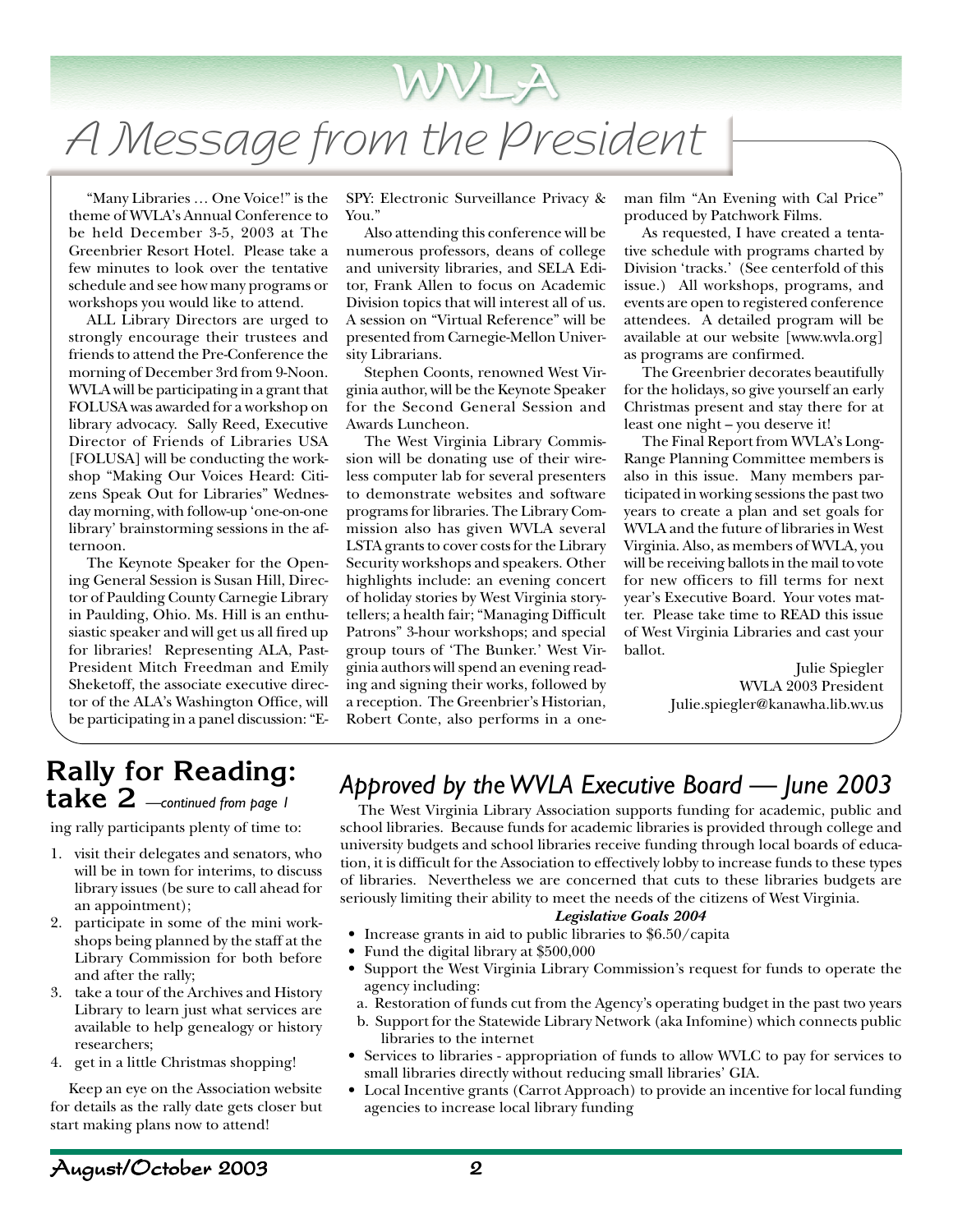# WVLA

## A Message from the President

"Many Libraries … One Voice!" is the theme of WVLA's Annual Conference to be held December 3-5, 2003 at The Greenbrier Resort Hotel. Please take a few minutes to look over the tentative schedule and see how many programs or workshops you would like to attend.

ALL Library Directors are urged to strongly encourage their trustees and friends to attend the Pre-Conference the morning of December 3rd from 9-Noon. WVLA will be participating in a grant that FOLUSA was awarded for a workshop on library advocacy. Sally Reed, Executive Director of Friends of Libraries USA [FOLUSA] will be conducting the workshop "Making Our Voices Heard: Citizens Speak Out for Libraries" Wednesday morning, with follow-up 'one-on-one library' brainstorming sessions in the afternoon.

The Keynote Speaker for the Opening General Session is Susan Hill, Director of Paulding County Carnegie Library in Paulding, Ohio. Ms. Hill is an enthusiastic speaker and will get us all fired up for libraries! Representing ALA, Past-President Mitch Freedman and Emily Sheketoff, the associate executive director of the ALA's Washington Office, will be participating in a panel discussion: "E-SPY: Electronic Surveillance Privacy & You."

Also attending this conference will be numerous professors, deans of college and university libraries, and SELA Editor, Frank Allen to focus on Academic Division topics that will interest all of us. A session on "Virtual Reference" will be presented from Carnegie-Mellon University Librarians.

Stephen Coonts, renowned West Virginia author, will be the Keynote Speaker for the Second General Session and Awards Luncheon.

The West Virginia Library Commission will be donating use of their wireless computer lab for several presenters to demonstrate websites and software programs for libraries. The Library Commission also has given WVLA several LSTA grants to cover costs for the Library Security workshops and speakers. Other highlights include: an evening concert of holiday stories by West Virginia storytellers; a health fair; "Managing Difficult Patrons" 3-hour workshops; and special group tours of 'The Bunker.' West Virginia authors will spend an evening reading and signing their works, followed by a reception. The Greenbrier's Historian, Robert Conte, also performs in a one-man film "An Evening with Cal Price" produced by Patchwork Films.

As requested, I have created a tentative schedule with programs charted by Division 'tracks.' (See centerfold of this issue.) All workshops, programs, and events are open to registered conference attendees. A detailed program will be available at our website [www.wvla.org] as programs are confirmed.

The Greenbrier decorates beautifully for the holidays, so give yourself an early Christmas present and stay there for at least one night – you deserve it!

The Final Report from WVLA's Long-Range Planning Committee members is also in this issue. Many members participated in working sessions the past two years to create a plan and set goals for WVLA and the future of libraries in West Virginia. Also, as members of WVLA, you will be receiving ballots in the mail to vote for new officers to fill terms for next year's Executive Board. Your votes matter. Please take time to READ this issue of West Virginia Libraries and cast your ballot.

Julie Spiegler
WVLA 2003 President
Julie.spiegler@kanawha.lib.wv.us

## Rally for Reading: take 2 *—continued from page 1*

ing rally participants plenty of time to:

1. visit their delegates and senators, who will be in town for interims, to discuss library issues (be sure to call ahead for an appointment);
2. participate in some of the mini workshops being planned by the staff at the Library Commission for both before and after the rally;
3. take a tour of the Archives and History Library to learn just what services are available to help genealogy or history researchers;
4. get in a little Christmas shopping!

Keep an eye on the Association website for details as the rally date gets closer but start making plans now to attend!

## *Approved by the WVLA Executive Board — June 2003*

The West Virginia Library Association supports funding for academic, public and school libraries. Because funds for academic libraries is provided through college and university budgets and school libraries receive funding through local boards of education, it is difficult for the Association to effectively lobby to increase funds to these types of libraries. Nevertheless we are concerned that cuts to these libraries budgets are seriously limiting their ability to meet the needs of the citizens of West Virginia.

***Legislative Goals 2004***

- Increase grants in aid to public libraries to $6.50/capita
- Fund the digital library at $500,000
- Support the West Virginia Library Commission's request for funds to operate the agency including:
  - a. Restoration of funds cut from the Agency's operating budget in the past two years
  - b. Support for the Statewide Library Network (aka Infomine) which connects public libraries to the internet
- Services to libraries - appropriation of funds to allow WVLC to pay for services to small libraries directly without reducing small libraries' GIA.
- Local Incentive grants (Carrot Approach) to provide an incentive for local funding agencies to increase local library funding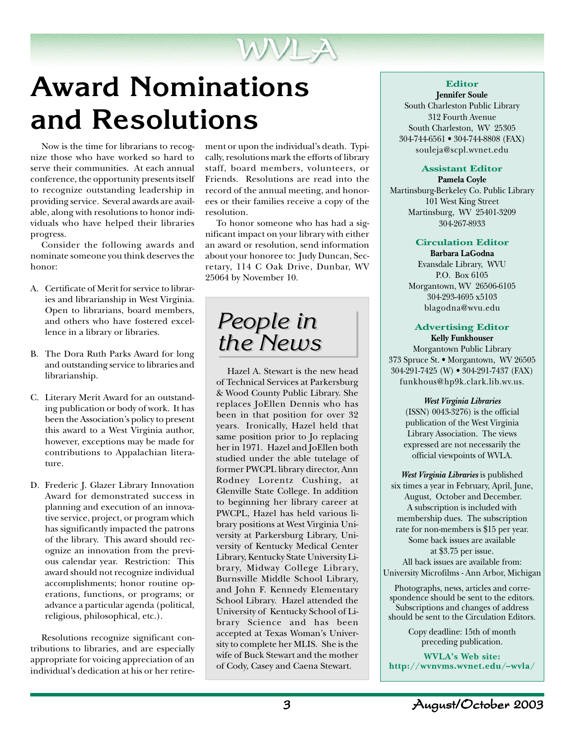# Award Nominations and Resolutions

Now is the time for librarians to recognize those who have worked so hard to serve their communities. At each annual conference, the opportunity presents itself to recognize outstanding leadership in providing service. Several awards are available, along with resolutions to honor individuals who have helped their libraries progress.

Consider the following awards and nominate someone you think deserves the honor:

A. Certificate of Merit for service to libraries and librarianship in West Virginia. Open to librarians, board members, and others who have fostered excellence in a library or libraries.

B. The Dora Ruth Parks Award for long and outstanding service to libraries and librarianship.

C. Literary Merit Award for an outstanding publication or body of work. It has been the Association's policy to present this award to a West Virginia author, however, exceptions may be made for contributions to Appalachian literature.

D. Frederic J. Glazer Library Innovation Award for demonstrated success in planning and execution of an innovative service, project, or program which has significantly impacted the patrons of the library. This award should recognize an innovation from the previous calendar year. Restriction: This award should not recognize individual accomplishments; honor routine operations, functions, or programs; or advance a particular agenda (political, religious, philosophical, etc.).

Resolutions recognize significant contributions to libraries, and are especially appropriate for voicing appreciation of an individual's dedication at his or her retirement or upon the individual's death. Typically, resolutions mark the efforts of library staff, board members, volunteers, or Friends. Resolutions are read into the record of the annual meeting, and honorees or their families receive a copy of the resolution.

To honor someone who has had a significant impact on your library with either an award or resolution, send information about your honoree to: Judy Duncan, Secretary, 114 C Oak Drive, Dunbar, WV 25064 by November 10.

## People in the News

Hazel A. Stewart is the new head of Technical Services at Parkersburg & Wood County Public Library. She replaces JoEllen Dennis who has been in that position for over 32 years. Ironically, Hazel held that same position prior to Jo replacing her in 1971. Hazel and JoEllen both studied under the able tutelage of former PWCPL library director, Ann Rodney Lorentz Cushing, at Glenville State College. In addition to beginning her library career at PWCPL, Hazel has held various library positions at West Virginia University at Parkersburg Library, University of Kentucky Medical Center Library, Kentucky State University Library, Midway College Library, Burnsville Middle School Library, and John F. Kennedy Elementary School Library. Hazel attended the University of Kentucky School of Library Science and has been accepted at Texas Woman's University to complete her MLIS. She is the wife of Buck Stewart and the mother of Cody, Casey and Caena Stewart.

---

**Editor**
**Jennifer Soule**
South Charleston Public Library
312 Fourth Avenue
South Charleston, WV 25305
304-744-6561 • 304-744-8808 (FAX)
souleja@scpl.wvnet.edu

**Assistant Editor**
**Pamela Coyle**
Martinsburg-Berkeley Co. Public Library
101 West King Street
Martinsburg, WV 25401-3209
304-267-8933

**Circulation Editor**
**Barbara LaGodna**
Evansdale Library, WVU
P.O. Box 6105
Morgantown, WV 26506-6105
304-293-4695 x5103
blagodna@wvu.edu

**Advertising Editor**
**Kelly Funkhouser**
Morgantown Public Library
373 Spruce St. • Morgantown, WV 26505
304-291-7425 (W) • 304-291-7437 (FAX)
funkhous@hp9k.clark.lib.wv.us.

*West Virginia Libraries* (ISSN) 0043-3276) is the official publication of the West Virginia Library Association. The views expressed are not necessarily the official viewpoints of WVLA.

*West Virginia Libraries* is published six times a year in February, April, June, August, October and December. A subscription is included with membership dues. The subscription rate for non-members is $15 per year. Some back issues are available at $3.75 per issue. All back issues are available from: University Microfilms - Ann Arbor, Michigan

Photographs, news, articles and correspondence should be sent to the editors. Subscriptions and changes of address should be sent to the Circulation Editors.

Copy deadline: 15th of month preceding publication.

**WVLA's Web site: http://wvnvms.wvnet.edu/~wvla/**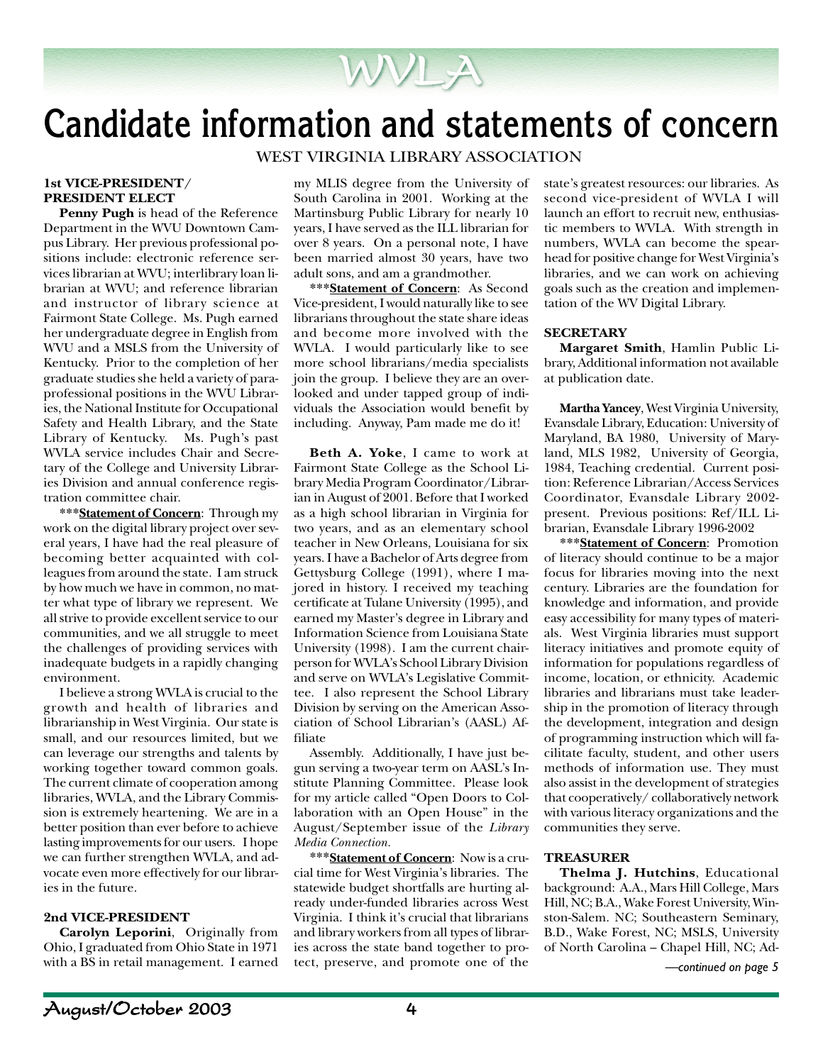# Candidate information and statements of concern

WEST VIRGINIA LIBRARY ASSOCIATION

### 1st VICE-PRESIDENT/ PRESIDENT ELECT

**Penny Pugh** is head of the Reference Department in the WVU Downtown Campus Library. Her previous professional positions include: electronic reference services librarian at WVU; interlibrary loan librarian at WVU; and reference librarian and instructor of library science at Fairmont State College. Ms. Pugh earned her undergraduate degree in English from WVU and a MSLS from the University of Kentucky. Prior to the completion of her graduate studies she held a variety of paraprofessional positions in the WVU Libraries, the National Institute for Occupational Safety and Health Library, and the State Library of Kentucky. Ms. Pugh's past WVLA service includes Chair and Secretary of the College and University Libraries Division and annual conference registration committee chair.

***__**Statement of Concern**__: Through my work on the digital library project over several years, I have had the real pleasure of becoming better acquainted with colleagues from around the state. I am struck by how much we have in common, no matter what type of library we represent. We all strive to provide excellent service to our communities, and we all struggle to meet the challenges of providing services with inadequate budgets in a rapidly changing environment.

I believe a strong WVLA is crucial to the growth and health of libraries and librarianship in West Virginia. Our state is small, and our resources limited, but we can leverage our strengths and talents by working together toward common goals. The current climate of cooperation among libraries, WVLA, and the Library Commission is extremely heartening. We are in a better position than ever before to achieve lasting improvements for our users. I hope we can further strengthen WVLA, and advocate even more effectively for our libraries in the future.

### 2nd VICE-PRESIDENT

**Carolyn Leporini**, Originally from Ohio, I graduated from Ohio State in 1971 with a BS in retail management. I earned my MLIS degree from the University of South Carolina in 2001. Working at the Martinsburg Public Library for nearly 10 years, I have served as the ILL librarian for over 8 years. On a personal note, I have been married almost 30 years, have two adult sons, and am a grandmother.

***__**Statement of Concern**__: As Second Vice-president, I would naturally like to see librarians throughout the state share ideas and become more involved with the WVLA. I would particularly like to see more school librarians/media specialists join the group. I believe they are an overlooked and under tapped group of individuals the Association would benefit by including. Anyway, Pam made me do it!

**Beth A. Yoke**, I came to work at Fairmont State College as the School Library Media Program Coordinator/Librarian in August of 2001. Before that I worked as a high school librarian in Virginia for two years, and as an elementary school teacher in New Orleans, Louisiana for six years. I have a Bachelor of Arts degree from Gettysburg College (1991), where I majored in history. I received my teaching certificate at Tulane University (1995), and earned my Master's degree in Library and Information Science from Louisiana State University (1998). I am the current chairperson for WVLA's School Library Division and serve on WVLA's Legislative Committee. I also represent the School Library Division by serving on the American Association of School Librarian's (AASL) Affiliate

Assembly. Additionally, I have just begun serving a two-year term on AASL's Institute Planning Committee. Please look for my article called "Open Doors to Collaboration with an Open House" in the August/September issue of the *Library Media Connection.*

***__**Statement of Concern**__: Now is a crucial time for West Virginia's libraries. The statewide budget shortfalls are hurting already under-funded libraries across West Virginia. I think it's crucial that librarians and library workers from all types of libraries across the state band together to protect, preserve, and promote one of the state's greatest resources: our libraries. As second vice-president of WVLA I will launch an effort to recruit new, enthusiastic members to WVLA. With strength in numbers, WVLA can become the spearhead for positive change for West Virginia's libraries, and we can work on achieving goals such as the creation and implementation of the WV Digital Library.

### SECRETARY

**Margaret Smith**, Hamlin Public Library, Additional information not available at publication date.

**Martha Yancey**, West Virginia University, Evansdale Library, Education: University of Maryland, BA 1980, University of Maryland, MLS 1982, University of Georgia, 1984, Teaching credential. Current position: Reference Librarian/Access Services Coordinator, Evansdale Library 2002-present. Previous positions: Ref/ILL Librarian, Evansdale Library 1996-2002

***__**Statement of Concern**__: Promotion of literacy should continue to be a major focus for libraries moving into the next century. Libraries are the foundation for knowledge and information, and provide easy accessibility for many types of materials. West Virginia libraries must support literacy initiatives and promote equity of information for populations regardless of income, location, or ethnicity. Academic libraries and librarians must take leadership in the promotion of literacy through the development, integration and design of programming instruction which will facilitate faculty, student, and other users methods of information use. They must also assist in the development of strategies that cooperatively/ collaboratively network with various literacy organizations and the communities they serve.

### TREASURER

**Thelma J. Hutchins**, Educational background: A.A., Mars Hill College, Mars Hill, NC; B.A., Wake Forest University, Winston-Salem. NC; Southeastern Seminary, B.D., Wake Forest, NC; MSLS, University of North Carolina – Chapel Hill, NC; Ad-

*—continued on page 5*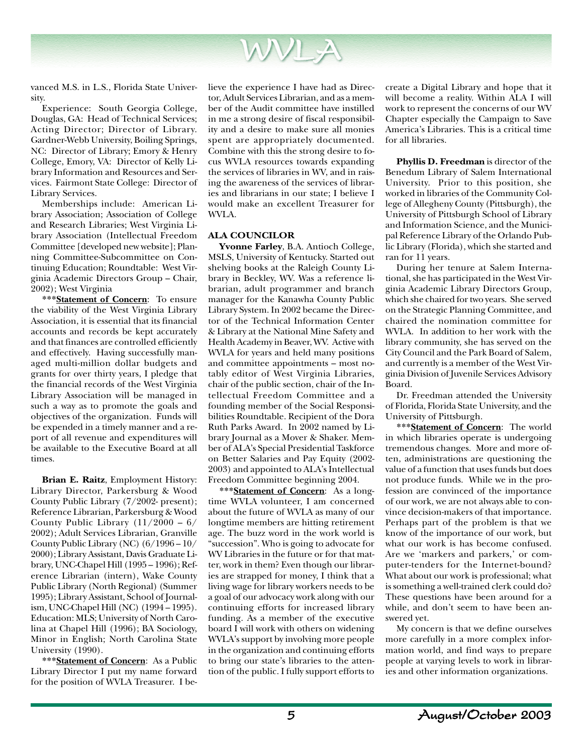vanced M.S. in L.S., Florida State University.

Experience: South Georgia College, Douglas, GA: Head of Technical Services; Acting Director; Director of Library. Gardner-Webb University, Boiling Springs, NC: Director of Library; Emory & Henry College, Emory, VA: Director of Kelly Library Information and Resources and Services. Fairmont State College: Director of Library Services.

Memberships include: American Library Association; Association of College and Research Libraries; West Virginia Library Association (Intellectual Freedom Committee [developed new website]; Planning Committee-Subcommittee on Continuing Education; Roundtable: West Virginia Academic Directors Group – Chair, 2002); West Virginia

***<u>**Statement of Concern**</u>: To ensure the viability of the West Virginia Library Association, it is essential that its financial accounts and records be kept accurately and that finances are controlled efficiently and effectively. Having successfully managed multi-million dollar budgets and grants for over thirty years, I pledge that the financial records of the West Virginia Library Association will be managed in such a way as to promote the goals and objectives of the organization. Funds will be expended in a timely manner and a report of all revenue and expenditures will be available to the Executive Board at all times.

**Brian E. Raitz**, Employment History: Library Director, Parkersburg & Wood County Public Library (7/2002- present); Reference Librarian, Parkersburg & Wood County Public Library (11/2000 – 6/2002); Adult Services Librarian, Granville County Public Library (NC) (6/1996 – 10/2000); Library Assistant, Davis Graduate Library, UNC-Chapel Hill (1995 – 1996); Reference Librarian (intern), Wake County Public Library (North Regional) (Summer 1995); Library Assistant, School of Journalism, UNC-Chapel Hill (NC) (1994 – 1995). Education: MLS; University of North Carolina at Chapel Hill (1996); BA Sociology, Minor in English; North Carolina State University (1990).

***<u>**Statement of Concern**</u>: As a Public Library Director I put my name forward for the position of WVLA Treasurer. I believe the experience I have had as Director, Adult Services Librarian, and as a member of the Audit committee have instilled in me a strong desire of fiscal responsibility and a desire to make sure all monies spent are appropriately documented. Combine with this the strong desire to focus WVLA resources towards expanding the services of libraries in WV, and in raising the awareness of the services of libraries and librarians in our state; I believe I would make an excellent Treasurer for WVLA.

**ALA COUNCILOR**

**Yvonne Farley**, B.A. Antioch College, MSLS, University of Kentucky. Started out shelving books at the Raleigh County Library in Beckley, WV. Was a reference librarian, adult programmer and branch manager for the Kanawha County Public Library System. In 2002 became the Director of the Technical Information Center & Library at the National Mine Safety and Health Academy in Beaver, WV. Active with WVLA for years and held many positions and committee appointments – most notably editor of West Virginia Libraries, chair of the public section, chair of the Intellectual Freedom Committee and a founding member of the Social Responsibilities Roundtable. Recipient of the Dora Ruth Parks Award. In 2002 named by Library Journal as a Mover & Shaker. Member of ALA's Special Presidential Taskforce on Better Salaries and Pay Equity (2002-2003) and appointed to ALA's Intellectual Freedom Committee beginning 2004.

***<u>**Statement of Concern**</u>: As a longtime WVLA volunteer, I am concerned about the future of WVLA as many of our longtime members are hitting retirement age. The buzz word in the work world is "succession". Who is going to advocate for WV Libraries in the future or for that matter, work in them? Even though our libraries are strapped for money, I think that a living wage for library workers needs to be a goal of our advocacy work along with our continuing efforts for increased library funding. As a member of the executive board I will work with others on widening WVLA's support by involving more people in the organization and continuing efforts to bring our state's libraries to the attention of the public. I fully support efforts to create a Digital Library and hope that it will become a reality. Within ALA I will work to represent the concerns of our WV Chapter especially the Campaign to Save America's Libraries. This is a critical time for all libraries.

**Phyllis D. Freedman** is director of the Benedum Library of Salem International University. Prior to this position, she worked in libraries of the Community College of Allegheny County (Pittsburgh), the University of Pittsburgh School of Library and Information Science, and the Municipal Reference Library of the Orlando Public Library (Florida), which she started and ran for 11 years.

During her tenure at Salem International, she has participated in the West Virginia Academic Library Directors Group, which she chaired for two years. She served on the Strategic Planning Committee, and chaired the nomination committee for WVLA. In addition to her work with the library community, she has served on the City Council and the Park Board of Salem, and currently is a member of the West Virginia Division of Juvenile Services Advisory Board.

Dr. Freedman attended the University of Florida, Florida State University, and the University of Pittsburgh.

***<u>**Statement of Concern**</u>: The world in which libraries operate is undergoing tremendous changes. More and more often, administrations are questioning the value of a function that uses funds but does not produce funds. While we in the profession are convinced of the importance of our work, we are not always able to convince decision-makers of that importance. Perhaps part of the problem is that we know of the importance of our work, but what our work is has become confused. Are we 'markers and parkers,' or computer-tenders for the Internet-bound? What about our work is professional; what is something a well-trained clerk could do? These questions have been around for a while, and don't seem to have been answered yet.

My concern is that we define ourselves more carefully in a more complex information world, and find ways to prepare people at varying levels to work in libraries and other information organizations.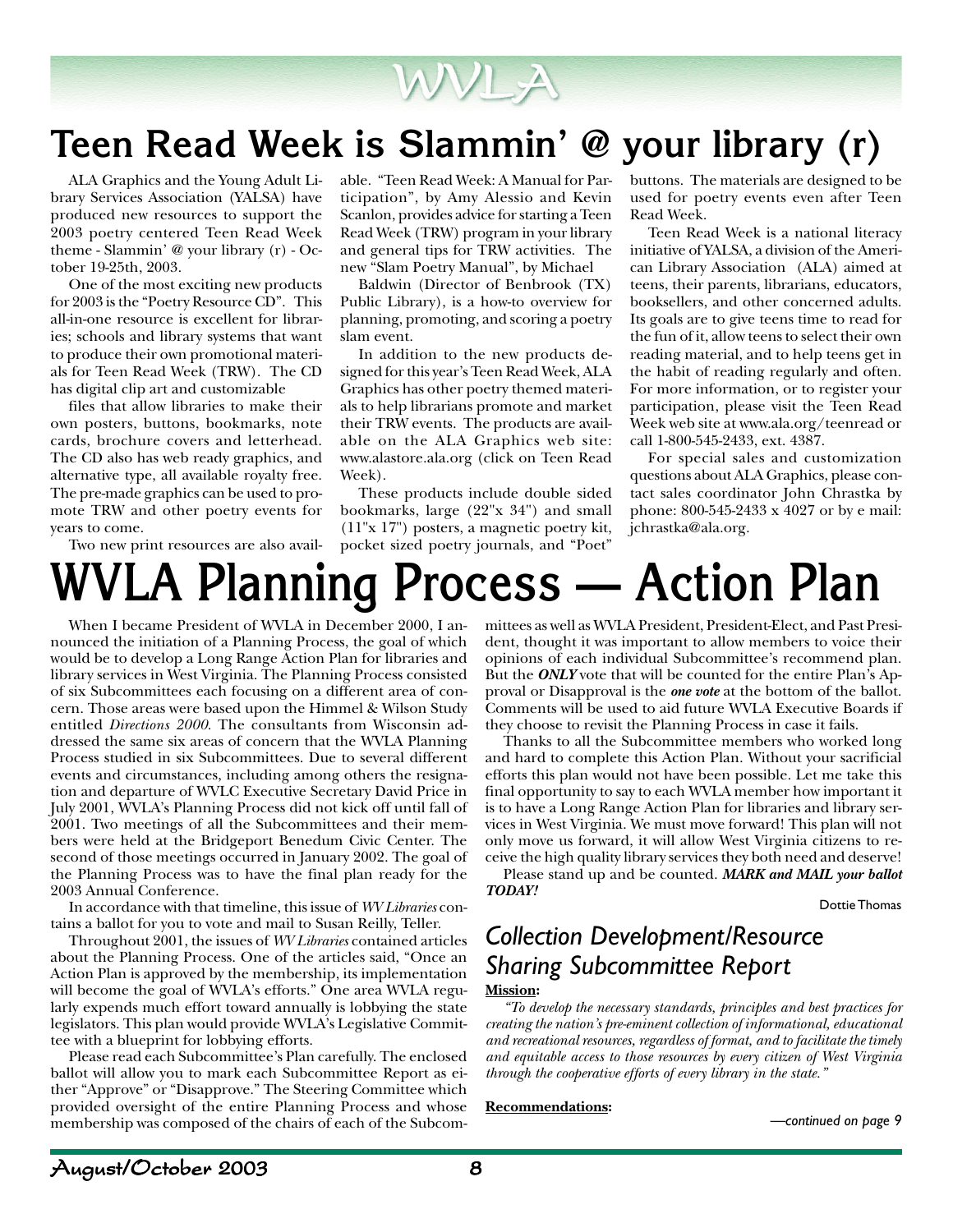# Teen Read Week is Slammin' @ your library (r)

ALA Graphics and the Young Adult Library Services Association (YALSA) have produced new resources to support the 2003 poetry centered Teen Read Week theme - Slammin' @ your library (r) - October 19-25th, 2003.

One of the most exciting new products for 2003 is the "Poetry Resource CD". This all-in-one resource is excellent for libraries; schools and library systems that want to produce their own promotional materials for Teen Read Week (TRW). The CD has digital clip art and customizable files that allow libraries to make their own posters, buttons, bookmarks, note cards, brochure covers and letterhead. The CD also has web ready graphics, and alternative type, all available royalty free. The pre-made graphics can be used to promote TRW and other poetry events for years to come.

Two new print resources are also available. "Teen Read Week: A Manual for Participation", by Amy Alessio and Kevin Scanlon, provides advice for starting a Teen Read Week (TRW) program in your library and general tips for TRW activities. The new "Slam Poetry Manual", by Michael Baldwin (Director of Benbrook (TX) Public Library), is a how-to overview for planning, promoting, and scoring a poetry slam event.

In addition to the new products designed for this year's Teen Read Week, ALA Graphics has other poetry themed materials to help librarians promote and market their TRW events. The products are available on the ALA Graphics web site: www.alastore.ala.org (click on Teen Read Week).

These products include double sided bookmarks, large (22"x 34") and small (11"x 17") posters, a magnetic poetry kit, pocket sized poetry journals, and "Poet" buttons. The materials are designed to be used for poetry events even after Teen Read Week.

Teen Read Week is a national literacy initiative of YALSA, a division of the American Library Association (ALA) aimed at teens, their parents, librarians, educators, booksellers, and other concerned adults. Its goals are to give teens time to read for the fun of it, allow teens to select their own reading material, and to help teens get in the habit of reading regularly and often. For more information, or to register your participation, please visit the Teen Read Week web site at www.ala.org/teenread or call 1-800-545-2433, ext. 4387.

For special sales and customization questions about ALA Graphics, please contact sales coordinator John Chrastka by phone: 800-545-2433 x 4027 or by e mail: jchrastka@ala.org.

# WVLA Planning Process — Action Plan

When I became President of WVLA in December 2000, I announced the initiation of a Planning Process, the goal of which would be to develop a Long Range Action Plan for libraries and library services in West Virginia. The Planning Process consisted of six Subcommittees each focusing on a different area of concern. Those areas were based upon the Himmel & Wilson Study entitled *Directions 2000*. The consultants from Wisconsin addressed the same six areas of concern that the WVLA Planning Process studied in six Subcommittees. Due to several different events and circumstances, including among others the resignation and departure of WVLC Executive Secretary David Price in July 2001, WVLA's Planning Process did not kick off until fall of 2001. Two meetings of all the Subcommittees and their members were held at the Bridgeport Benedum Civic Center. The second of those meetings occurred in January 2002. The goal of the Planning Process was to have the final plan ready for the 2003 Annual Conference.

In accordance with that timeline, this issue of *WV Libraries* contains a ballot for you to vote and mail to Susan Reilly, Teller.

Throughout 2001, the issues of *WV Libraries* contained articles about the Planning Process. One of the articles said, "Once an Action Plan is approved by the membership, its implementation will become the goal of WVLA's efforts." One area WVLA regularly expends much effort toward annually is lobbying the state legislators. This plan would provide WVLA's Legislative Committee with a blueprint for lobbying efforts.

Please read each Subcommittee's Plan carefully. The enclosed ballot will allow you to mark each Subcommittee Report as either "Approve" or "Disapprove." The Steering Committee which provided oversight of the entire Planning Process and whose membership was composed of the chairs of each of the Subcommittees as well as WVLA President, President-Elect, and Past President, thought it was important to allow members to voice their opinions of each individual Subcommittee's recommend plan. But the ***ONLY*** vote that will be counted for the entire Plan's Approval or Disapproval is the ***one vote*** at the bottom of the ballot. Comments will be used to aid future WVLA Executive Boards if they choose to revisit the Planning Process in case it fails.

Thanks to all the Subcommittee members who worked long and hard to complete this Action Plan. Without your sacrificial efforts this plan would not have been possible. Let me take this final opportunity to say to each WVLA member how important it is to have a Long Range Action Plan for libraries and library services in West Virginia. We must move forward! This plan will not only move us forward, it will allow West Virginia citizens to receive the high quality library services they both need and deserve!

Please stand up and be counted. ***MARK and MAIL your ballot TODAY!***

Dottie Thomas

## *Collection Development/Resource Sharing Subcommittee Report*

**Mission:**

*"To develop the necessary standards, principles and best practices for creating the nation's pre-eminent collection of informational, educational and recreational resources, regardless of format, and to facilitate the timely and equitable access to those resources by every citizen of West Virginia through the cooperative efforts of every library in the state."*

**Recommendations:**

*—continued on page 9*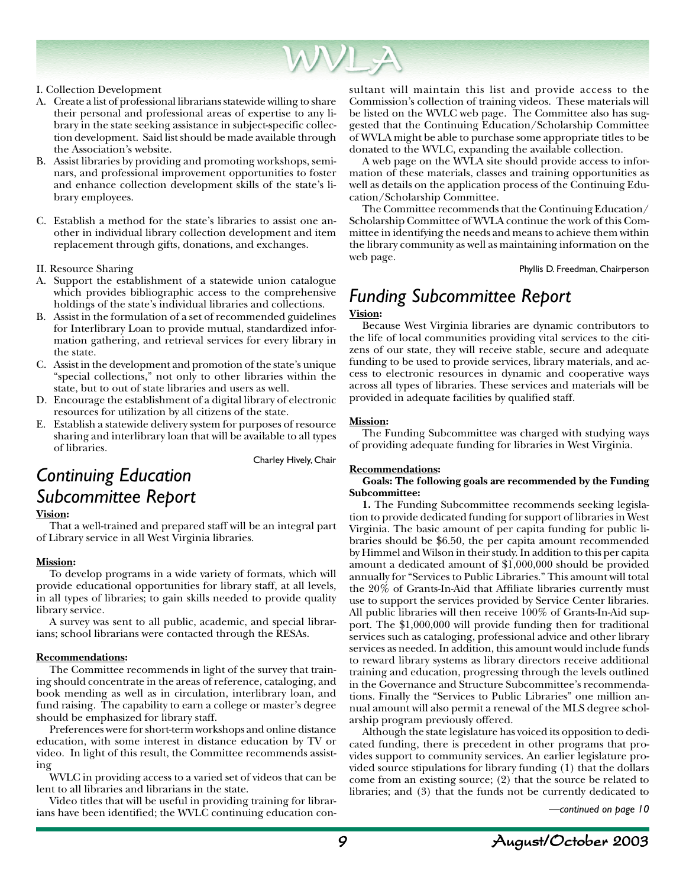I. Collection Development

A. Create a list of professional librarians statewide willing to share their personal and professional areas of expertise to any library in the state seeking assistance in subject-specific collection development. Said list should be made available through the Association's website.
B. Assist libraries by providing and promoting workshops, seminars, and professional improvement opportunities to foster and enhance collection development skills of the state's library employees.
C. Establish a method for the state's libraries to assist one another in individual library collection development and item replacement through gifts, donations, and exchanges.

II. Resource Sharing

A. Support the establishment of a statewide union catalogue which provides bibliographic access to the comprehensive holdings of the state's individual libraries and collections.
B. Assist in the formulation of a set of recommended guidelines for Interlibrary Loan to provide mutual, standardized information gathering, and retrieval services for every library in the state.
C. Assist in the development and promotion of the state's unique "special collections," not only to other libraries within the state, but to out of state libraries and users as well.
D. Encourage the establishment of a digital library of electronic resources for utilization by all citizens of the state.
E. Establish a statewide delivery system for purposes of resource sharing and interlibrary loan that will be available to all types of libraries.

Charley Hively, Chair

## *Continuing Education Subcommittee Report*

**Vision:**

That a well-trained and prepared staff will be an integral part of Library service in all West Virginia libraries.

**Mission:**

To develop programs in a wide variety of formats, which will provide educational opportunities for library staff, at all levels, in all types of libraries; to gain skills needed to provide quality library service.

A survey was sent to all public, academic, and special librarians; school librarians were contacted through the RESAs.

**Recommendations:**

The Committee recommends in light of the survey that training should concentrate in the areas of reference, cataloging, and book mending as well as in circulation, interlibrary loan, and fund raising. The capability to earn a college or master's degree should be emphasized for library staff.

Preferences were for short-term workshops and online distance education, with some interest in distance education by TV or video. In light of this result, the Committee recommends assisting WVLC in providing access to a varied set of videos that can be lent to all libraries and librarians in the state.

Video titles that will be useful in providing training for librarians have been identified; the WVLC continuing education consultant will maintain this list and provide access to the Commission's collection of training videos. These materials will be listed on the WVLC web page. The Committee also has suggested that the Continuing Education/Scholarship Committee of WVLA might be able to purchase some appropriate titles to be donated to the WVLC, expanding the available collection.

A web page on the WVLA site should provide access to information of these materials, classes and training opportunities as well as details on the application process of the Continuing Education/Scholarship Committee.

The Committee recommends that the Continuing Education/Scholarship Committee of WVLA continue the work of this Committee in identifying the needs and means to achieve them within the library community as well as maintaining information on the web page.

Phyllis D. Freedman, Chairperson

## *Funding Subcommittee Report*

**Vision:**

Because West Virginia libraries are dynamic contributors to the life of local communities providing vital services to the citizens of our state, they will receive stable, secure and adequate funding to be used to provide services, library materials, and access to electronic resources in dynamic and cooperative ways across all types of libraries. These services and materials will be provided in adequate facilities by qualified staff.

**Mission:**

The Funding Subcommittee was charged with studying ways of providing adequate funding for libraries in West Virginia.

**Recommendations:**

**Goals: The following goals are recommended by the Funding Subcommittee:**

**1.** The Funding Subcommittee recommends seeking legislation to provide dedicated funding for support of libraries in West Virginia. The basic amount of per capita funding for public libraries should be $6.50, the per capita amount recommended by Himmel and Wilson in their study. In addition to this per capita amount a dedicated amount of $1,000,000 should be provided annually for "Services to Public Libraries." This amount will total the 20% of Grants-In-Aid that Affiliate libraries currently must use to support the services provided by Service Center libraries. All public libraries will then receive 100% of Grants-In-Aid support. The $1,000,000 will provide funding then for traditional services such as cataloging, professional advice and other library services as needed. In addition, this amount would include funds to reward library systems as library directors receive additional training and education, progressing through the levels outlined in the Governance and Structure Subcommittee's recommendations. Finally the "Services to Public Libraries" one million annual amount will also permit a renewal of the MLS degree scholarship program previously offered.

Although the state legislature has voiced its opposition to dedicated funding, there is precedent in other programs that provides support to community services. An earlier legislature provided source stipulations for library funding (1) that the dollars come from an existing source; (2) that the source be related to libraries; and (3) that the funds not be currently dedicated to

*—continued on page 10*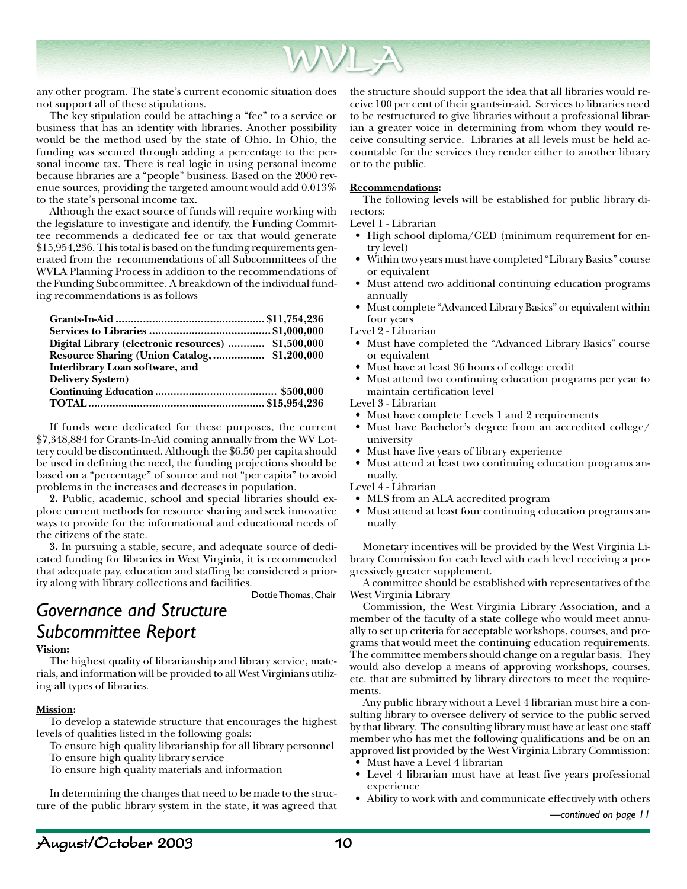any other program. The state's current economic situation does not support all of these stipulations.

The key stipulation could be attaching a "fee" to a service or business that has an identity with libraries. Another possibility would be the method used by the state of Ohio. In Ohio, the funding was secured through adding a percentage to the personal income tax. There is real logic in using personal income because libraries are a "people" business. Based on the 2000 revenue sources, providing the targeted amount would add 0.013% to the state's personal income tax.

Although the exact source of funds will require working with the legislature to investigate and identify, the Funding Committee recommends a dedicated fee or tax that would generate $15,954,236. This total is based on the funding requirements generated from the recommendations of all Subcommittees of the WVLA Planning Process in addition to the recommendations of the Funding Subcommittee. A breakdown of the individual funding recommendations is as follows

| | |
|---|---|
| **Grants-In-Aid** | **$11,754,236** |
| **Services to Libraries** | **$1,000,000** |
| **Digital Library (electronic resources)** | **$1,500,000** |
| **Resource Sharing (Union Catalog, Interlibrary Loan software, and Delivery System)** | **$1,200,000** |
| **Continuing Education** | **$500,000** |
| **TOTAL** | **$15,954,236** |

If funds were dedicated for these purposes, the current $7,348,884 for Grants-In-Aid coming annually from the WV Lottery could be discontinued. Although the $6.50 per capita should be used in defining the need, the funding projections should be based on a "percentage" of source and not "per capita" to avoid problems in the increases and decreases in population.

**2.** Public, academic, school and special libraries should explore current methods for resource sharing and seek innovative ways to provide for the informational and educational needs of the citizens of the state.

**3.** In pursuing a stable, secure, and adequate source of dedicated funding for libraries in West Virginia, it is recommended that adequate pay, education and staffing be considered a priority along with library collections and facilities.

Dottie Thomas, Chair

## *Governance and Structure Subcommittee Report*

**Vision:**

The highest quality of librarianship and library service, materials, and information will be provided to all West Virginians utilizing all types of libraries.

**Mission:**

To develop a statewide structure that encourages the highest levels of qualities listed in the following goals:

To ensure high quality librarianship for all library personnel

To ensure high quality library service

To ensure high quality materials and information

In determining the changes that need to be made to the structure of the public library system in the state, it was agreed that the structure should support the idea that all libraries would receive 100 per cent of their grants-in-aid. Services to libraries need to be restructured to give libraries without a professional librarian a greater voice in determining from whom they would receive consulting service. Libraries at all levels must be held accountable for the services they render either to another library or to the public.

**Recommendations:**

The following levels will be established for public library directors:

Level 1 - Librarian

- High school diploma/GED (minimum requirement for entry level)
- Within two years must have completed "Library Basics" course or equivalent
- Must attend two additional continuing education programs annually
- Must complete "Advanced Library Basics" or equivalent within four years

Level 2 - Librarian

- Must have completed the "Advanced Library Basics" course or equivalent
- Must have at least 36 hours of college credit
- Must attend two continuing education programs per year to maintain certification level

Level 3 - Librarian

- Must have complete Levels 1 and 2 requirements
- Must have Bachelor's degree from an accredited college/university
- Must have five years of library experience
- Must attend at least two continuing education programs annually.

Level 4 - Librarian

- MLS from an ALA accredited program
- Must attend at least four continuing education programs annually

Monetary incentives will be provided by the West Virginia Library Commission for each level with each level receiving a progressively greater supplement.

A committee should be established with representatives of the West Virginia Library Commission, the West Virginia Library Association, and a member of the faculty of a state college who would meet annually to set up criteria for acceptable workshops, courses, and programs that would meet the continuing education requirements. The committee members should change on a regular basis. They would also develop a means of approving workshops, courses, etc. that are submitted by library directors to meet the requirements.

Any public library without a Level 4 librarian must hire a consulting library to oversee delivery of service to the public served by that library. The consulting library must have at least one staff member who has met the following qualifications and be on an approved list provided by the West Virginia Library Commission:

- Must have a Level 4 librarian
- Level 4 librarian must have at least five years professional experience
- Ability to work with and communicate effectively with others

*—continued on page 11*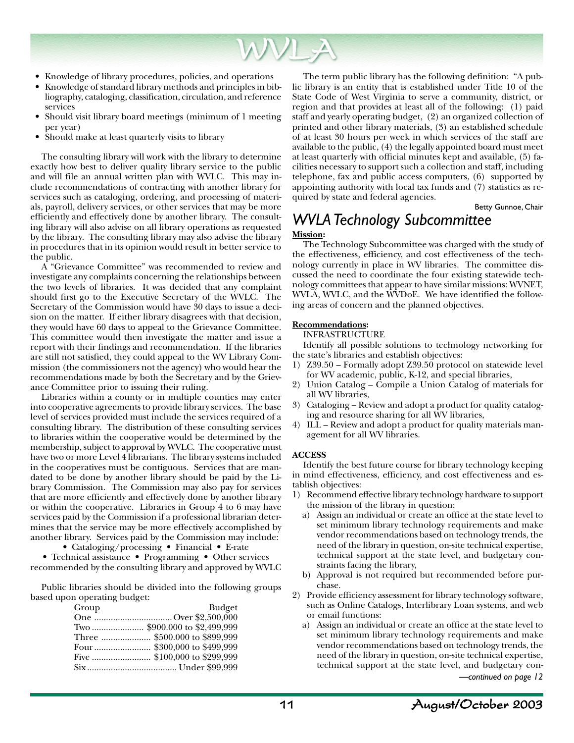- Knowledge of library procedures, policies, and operations
- Knowledge of standard library methods and principles in bibliography, cataloging, classification, circulation, and reference services
- Should visit library board meetings (minimum of 1 meeting per year)
- Should make at least quarterly visits to library

The consulting library will work with the library to determine exactly how best to deliver quality library service to the public and will file an annual written plan with WVLC. This may include recommendations of contracting with another library for services such as cataloging, ordering, and processing of materials, payroll, delivery services, or other services that may be more efficiently and effectively done by another library. The consulting library will also advise on all library operations as requested by the library. The consulting library may also advise the library in procedures that in its opinion would result in better service to the public.

A "Grievance Committee" was recommended to review and investigate any complaints concerning the relationships between the two levels of libraries. It was decided that any complaint should first go to the Executive Secretary of the WVLC. The Secretary of the Commission would have 30 days to issue a decision on the matter. If either library disagrees with that decision, they would have 60 days to appeal to the Grievance Committee. This committee would then investigate the matter and issue a report with their findings and recommendation. If the libraries are still not satisfied, they could appeal to the WV Library Commission (the commissioners not the agency) who would hear the recommendations made by both the Secretary and by the Grievance Committee prior to issuing their ruling.

Libraries within a county or in multiple counties may enter into cooperative agreements to provide library services. The base level of services provided must include the services required of a consulting library. The distribution of these consulting services to libraries within the cooperative would be determined by the membership, subject to approval by WVLC. The cooperative must have two or more Level 4 librarians. The library systems included in the cooperatives must be contiguous. Services that are mandated to be done by another library should be paid by the Library Commission. The Commission may also pay for services that are more efficiently and effectively done by another library or within the cooperative. Libraries in Group 4 to 6 may have services paid by the Commission if a professional librarian determines that the service may be more effectively accomplished by another library. Services paid by the Commission may include:

• Cataloging/processing • Financial • E-rate
• Technical assistance • Programming • Other services recommended by the consulting library and approved by WVLC

Public libraries should be divided into the following groups based upon operating budget:

| Group | Budget |
|---|---|
| One | Over $2,500,000 |
| Two | $900.000 to $2,499,999 |
| Three | $500.000 to $899,999 |
| Four | $300,000 to $499,999 |
| Five | $100,000 to $299,999 |
| Six | Under $99,999 |

The term public library has the following definition: "A public library is an entity that is established under Title 10 of the State Code of West Virginia to serve a community, district, or region and that provides at least all of the following: (1) paid staff and yearly operating budget, (2) an organized collection of printed and other library materials, (3) an established schedule of at least 30 hours per week in which services of the staff are available to the public, (4) the legally appointed board must meet at least quarterly with official minutes kept and available, (5) facilities necessary to support such a collection and staff, including telephone, fax and public access computers, (6) supported by appointing authority with local tax funds and (7) statistics as required by state and federal agencies.

Betty Gunnoe, Chair

## WVLA Technology Subcommittee

**Mission:**

The Technology Subcommittee was charged with the study of the effectiveness, efficiency, and cost effectiveness of the technology currently in place in WV libraries. The committee discussed the need to coordinate the four existing statewide technology committees that appear to have similar missions: WVNET, WVLA, WVLC, and the WVDoE. We have identified the following areas of concern and the planned objectives.

**Recommendations:**

INFRASTRUCTURE

Identify all possible solutions to technology networking for the state's libraries and establish objectives:

1) Z39.50 – Formally adopt Z39.50 protocol on statewide level for WV academic, public, K-12, and special libraries,
2) Union Catalog – Compile a Union Catalog of materials for all WV libraries,
3) Cataloging – Review and adopt a product for quality cataloging and resource sharing for all WV libraries,
4) ILL – Review and adopt a product for quality materials management for all WV libraries.

**ACCESS**

Identify the best future course for library technology keeping in mind effectiveness, efficiency, and cost effectiveness and establish objectives:

1) Recommend effective library technology hardware to support the mission of the library in question:
   a) Assign an individual or create an office at the state level to set minimum library technology requirements and make vendor recommendations based on technology trends, the need of the library in question, on-site technical expertise, technical support at the state level, and budgetary constraints facing the library,
   b) Approval is not required but recommended before purchase.
2) Provide efficiency assessment for library technology software, such as Online Catalogs, Interlibrary Loan systems, and web or email functions:
   a) Assign an individual or create an office at the state level to set minimum library technology requirements and make vendor recommendations based on technology trends, the need of the library in question, on-site technical expertise, technical support at the state level, and budgetary con-

*—continued on page 12*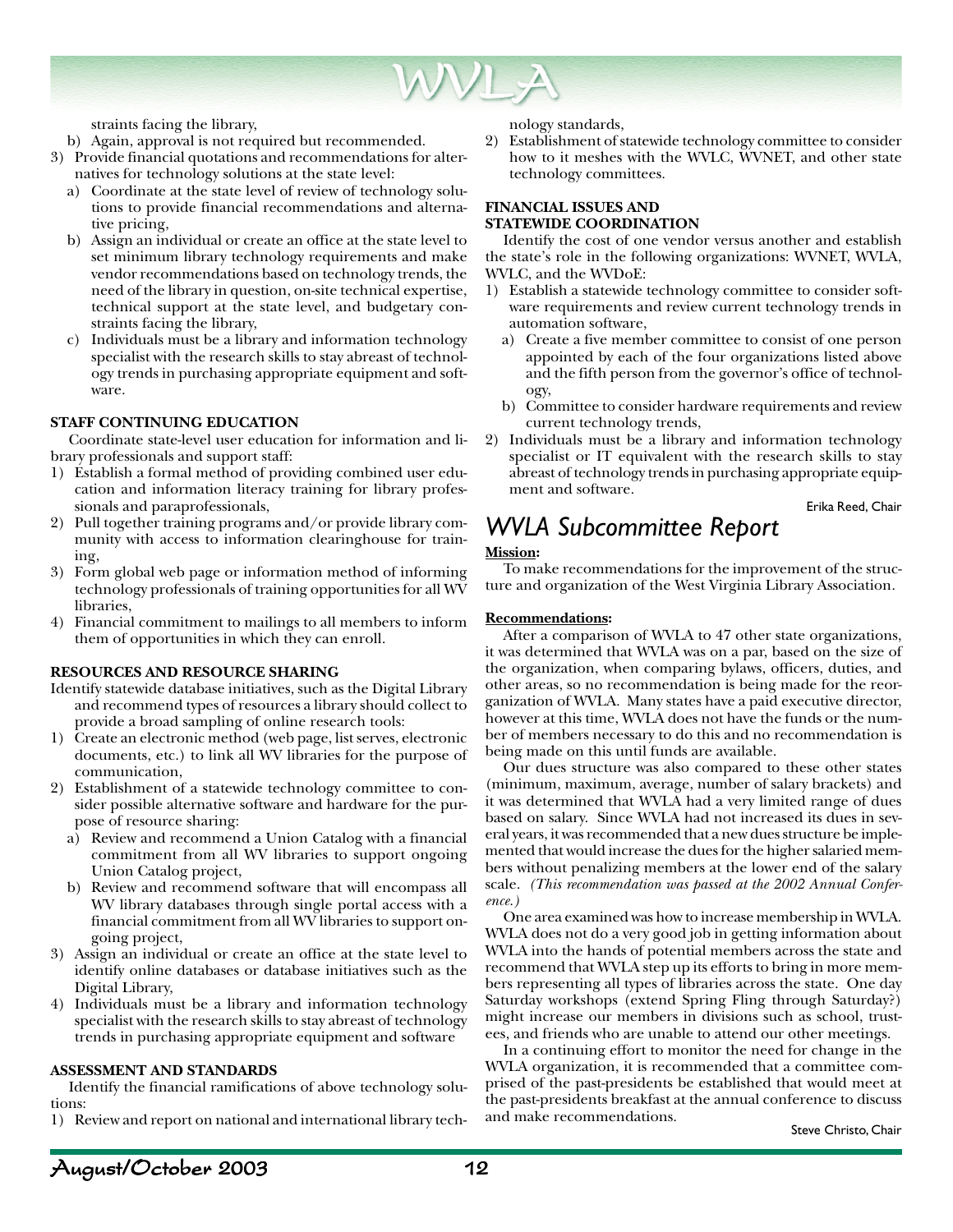straints facing the library,

b) Again, approval is not required but recommended.

3) Provide financial quotations and recommendations for alternatives for technology solutions at the state level:
   a) Coordinate at the state level of review of technology solutions to provide financial recommendations and alternative pricing,
   b) Assign an individual or create an office at the state level to set minimum library technology requirements and make vendor recommendations based on technology trends, the need of the library in question, on-site technical expertise, technical support at the state level, and budgetary constraints facing the library,
   c) Individuals must be a library and information technology specialist with the research skills to stay abreast of technology trends in purchasing appropriate equipment and software.

**STAFF CONTINUING EDUCATION**

Coordinate state-level user education for information and library professionals and support staff:

1) Establish a formal method of providing combined user education and information literacy training for library professionals and paraprofessionals,
2) Pull together training programs and/or provide library community with access to information clearinghouse for training,
3) Form global web page or information method of informing technology professionals of training opportunities for all WV libraries,
4) Financial commitment to mailings to all members to inform them of opportunities in which they can enroll.

**RESOURCES AND RESOURCE SHARING**

Identify statewide database initiatives, such as the Digital Library and recommend types of resources a library should collect to provide a broad sampling of online research tools:

1) Create an electronic method (web page, list serves, electronic documents, etc.) to link all WV libraries for the purpose of communication,
2) Establishment of a statewide technology committee to consider possible alternative software and hardware for the purpose of resource sharing:
   a) Review and recommend a Union Catalog with a financial commitment from all WV libraries to support ongoing Union Catalog project,
   b) Review and recommend software that will encompass all WV library databases through single portal access with a financial commitment from all WV libraries to support ongoing project,
3) Assign an individual or create an office at the state level to identify online databases or database initiatives such as the Digital Library,
4) Individuals must be a library and information technology specialist with the research skills to stay abreast of technology trends in purchasing appropriate equipment and software

**ASSESSMENT AND STANDARDS**

Identify the financial ramifications of above technology solutions:

1) Review and report on national and international library technology standards,
2) Establishment of statewide technology committee to consider how to it meshes with the WVLC, WVNET, and other state technology committees.

**FINANCIAL ISSUES AND STATEWIDE COORDINATION**

Identify the cost of one vendor versus another and establish the state's role in the following organizations: WVNET, WVLA, WVLC, and the WVDoE:

1) Establish a statewide technology committee to consider software requirements and review current technology trends in automation software,
   a) Create a five member committee to consist of one person appointed by each of the four organizations listed above and the fifth person from the governor's office of technology,
   b) Committee to consider hardware requirements and review current technology trends,
2) Individuals must be a library and information technology specialist or IT equivalent with the research skills to stay abreast of technology trends in purchasing appropriate equipment and software.

Erika Reed, Chair

## *WVLA Subcommittee Report*

**Mission:**

To make recommendations for the improvement of the structure and organization of the West Virginia Library Association.

**Recommendations:**

After a comparison of WVLA to 47 other state organizations, it was determined that WVLA was on a par, based on the size of the organization, when comparing bylaws, officers, duties, and other areas, so no recommendation is being made for the reorganization of WVLA. Many states have a paid executive director, however at this time, WVLA does not have the funds or the number of members necessary to do this and no recommendation is being made on this until funds are available.

Our dues structure was also compared to these other states (minimum, maximum, average, number of salary brackets) and it was determined that WVLA had a very limited range of dues based on salary. Since WVLA had not increased its dues in several years, it was recommended that a new dues structure be implemented that would increase the dues for the higher salaried members without penalizing members at the lower end of the salary scale. *(This recommendation was passed at the 2002 Annual Conference.)*

One area examined was how to increase membership in WVLA. WVLA does not do a very good job in getting information about WVLA into the hands of potential members across the state and recommend that WVLA step up its efforts to bring in more members representing all types of libraries across the state. One day Saturday workshops (extend Spring Fling through Saturday?) might increase our members in divisions such as school, trustees, and friends who are unable to attend our other meetings.

In a continuing effort to monitor the need for change in the WVLA organization, it is recommended that a committee comprised of the past-presidents be established that would meet at the past-presidents breakfast at the annual conference to discuss and make recommendations.

Steve Christo, Chair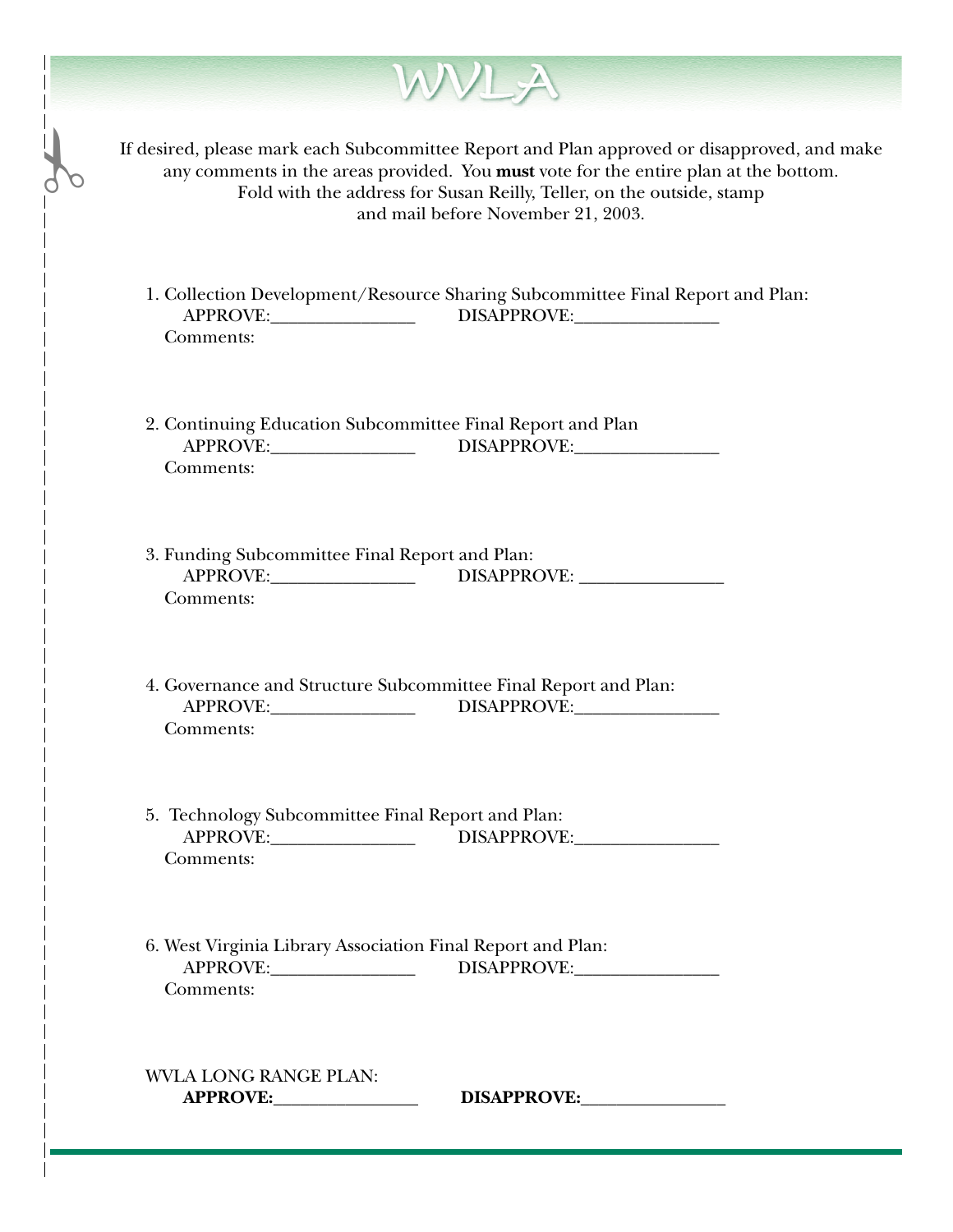# WVLA

If desired, please mark each Subcommittee Report and Plan approved or disapproved, and make any comments in the areas provided. You **must** vote for the entire plan at the bottom. Fold with the address for Susan Reilly, Teller, on the outside, stamp and mail before November 21, 2003.

1. Collection Development/Resource Sharing Subcommittee Final Report and Plan:
   APPROVE:________________ DISAPPROVE:________________
   Comments:

2. Continuing Education Subcommittee Final Report and Plan
   APPROVE:________________ DISAPPROVE:________________
   Comments:

3. Funding Subcommittee Final Report and Plan:
   APPROVE:________________ DISAPPROVE: ________________
   Comments:

4. Governance and Structure Subcommittee Final Report and Plan:
   APPROVE:________________ DISAPPROVE:________________
   Comments:

5. Technology Subcommittee Final Report and Plan:
   APPROVE:________________ DISAPPROVE:________________
   Comments:

6. West Virginia Library Association Final Report and Plan:
   APPROVE:________________ DISAPPROVE:________________
   Comments:

WVLA LONG RANGE PLAN:
**APPROVE:**________________ **DISAPPROVE:**________________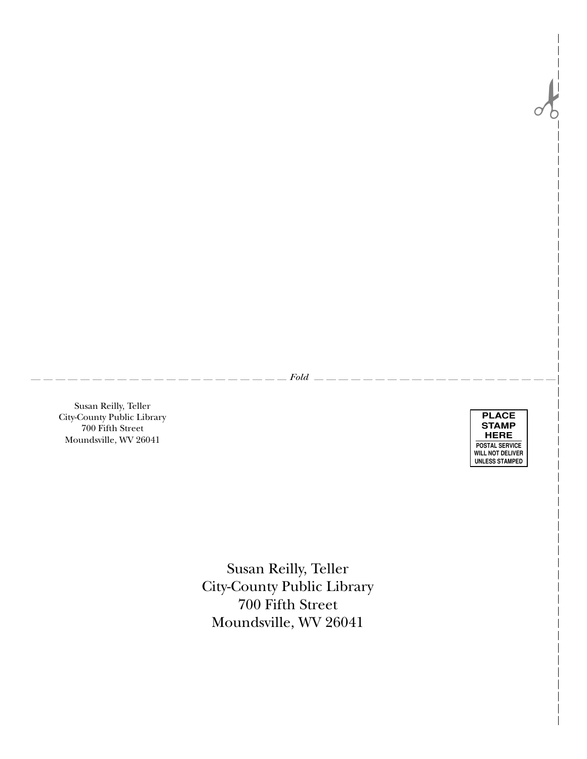*Fold*

Susan Reilly, Teller
City-County Public Library
700 Fifth Street
Moundsville, WV 26041

PLACE STAMP HERE
POSTAL SERVICE WILL NOT DELIVER UNLESS STAMPED

Susan Reilly, Teller
City-County Public Library
700 Fifth Street
Moundsville, WV 26041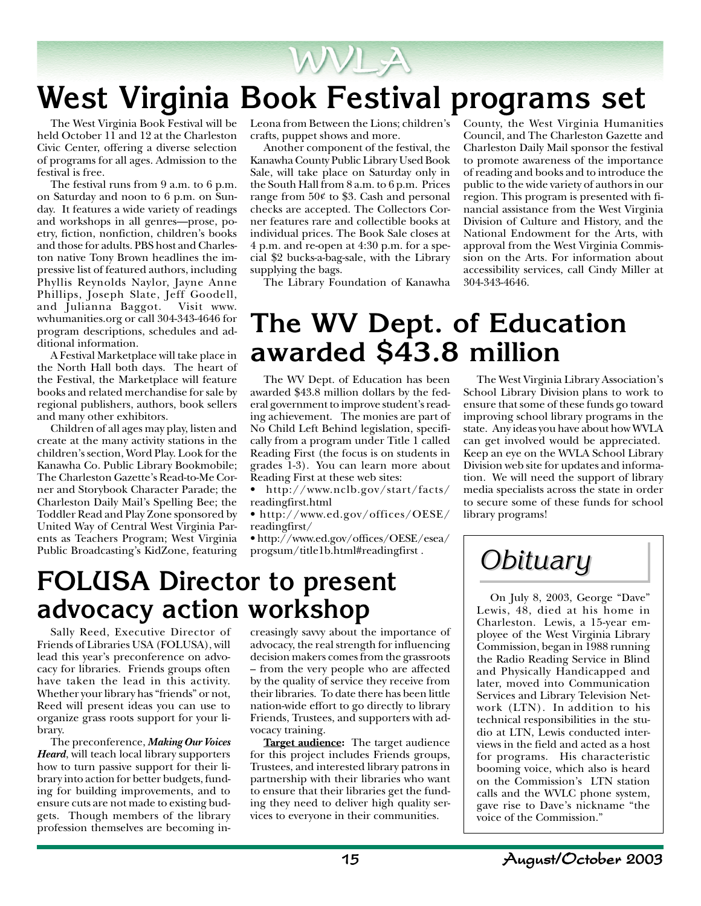# West Virginia Book Festival programs set

The West Virginia Book Festival will be held October 11 and 12 at the Charleston Civic Center, offering a diverse selection of programs for all ages. Admission to the festival is free.

The festival runs from 9 a.m. to 6 p.m. on Saturday and noon to 6 p.m. on Sunday. It features a wide variety of readings and workshops in all genres—prose, poetry, fiction, nonfiction, children's books and those for adults. PBS host and Charleston native Tony Brown headlines the impressive list of featured authors, including Phyllis Reynolds Naylor, Jayne Anne Phillips, Joseph Slate, Jeff Goodell, and Julianna Baggot. Visit www.wvhumanities.org or call 304-343-4646 for program descriptions, schedules and additional information.

A Festival Marketplace will take place in the North Hall both days. The heart of the Festival, the Marketplace will feature books and related merchandise for sale by regional publishers, authors, book sellers and many other exhibitors.

Children of all ages may play, listen and create at the many activity stations in the children's section, Word Play. Look for the Kanawha Co. Public Library Bookmobile; The Charleston Gazette's Read-to-Me Corner and Storybook Character Parade; the Charleston Daily Mail's Spelling Bee; the Toddler Read and Play Zone sponsored by United Way of Central West Virginia Parents as Teachers Program; West Virginia Public Broadcasting's KidZone, featuring Leona from Between the Lions; children's crafts, puppet shows and more.

Another component of the festival, the Kanawha County Public Library Used Book Sale, will take place on Saturday only in the South Hall from 8 a.m. to 6 p.m. Prices range from 50¢ to $3. Cash and personal checks are accepted. The Collectors Corner features rare and collectible books at individual prices. The Book Sale closes at 4 p.m. and re-open at 4:30 p.m. for a special $2 bucks-a-bag-sale, with the Library supplying the bags.

The Library Foundation of Kanawha County, the West Virginia Humanities Council, and The Charleston Gazette and Charleston Daily Mail sponsor the festival to promote awareness of the importance of reading and books and to introduce the public to the wide variety of authors in our region. This program is presented with financial assistance from the West Virginia Division of Culture and History, and the National Endowment for the Arts, with approval from the West Virginia Commission on the Arts. For information about accessibility services, call Cindy Miller at 304-343-4646.

# The WV Dept. of Education awarded $43.8 million

The WV Dept. of Education has been awarded $43.8 million dollars by the federal government to improve student's reading achievement. The monies are part of No Child Left Behind legislation, specifically from a program under Title 1 called Reading First (the focus is on students in grades 1-3). You can learn more about Reading First at these web sites:

- http://www.nclb.gov/start/facts/readingfirst.html
- http://www.ed.gov/offices/OESE/readingfirst/
- http://www.ed.gov/offices/OESE/esea/progsum/title1b.html#readingfirst .

The West Virginia Library Association's School Library Division plans to work to ensure that some of these funds go toward improving school library programs in the state. Any ideas you have about how WVLA can get involved would be appreciated. Keep an eye on the WVLA School Library Division web site for updates and information. We will need the support of library media specialists across the state in order to secure some of these funds for school library programs!

# FOLUSA Director to present advocacy action workshop

Sally Reed, Executive Director of Friends of Libraries USA (FOLUSA), will lead this year's preconference on advocacy for libraries. Friends groups often have taken the lead in this activity. Whether your library has "friends" or not, Reed will present ideas you can use to organize grass roots support for your library.

The preconference, ***Making Our Voices Heard***, will teach local library supporters how to turn passive support for their library into action for better budgets, funding for building improvements, and to ensure cuts are not made to existing budgets. Though members of the library profession themselves are becoming increasingly savvy about the importance of advocacy, the real strength for influencing decision makers comes from the grassroots – from the very people who are affected by the quality of service they receive from their libraries. To date there has been little nation-wide effort to go directly to library Friends, Trustees, and supporters with advocacy training.

**Target audience:** The target audience for this project includes Friends groups, Trustees, and interested library patrons in partnership with their libraries who want to ensure that their libraries get the funding they need to deliver high quality services to everyone in their communities.

## *Obituary*

On July 8, 2003, George "Dave" Lewis, 48, died at his home in Charleston. Lewis, a 15-year employee of the West Virginia Library Commission, began in 1988 running the Radio Reading Service in Blind and Physically Handicapped and later, moved into Communication Services and Library Television Network (LTN). In addition to his technical responsibilities in the studio at LTN, Lewis conducted interviews in the field and acted as a host for programs. His characteristic booming voice, which also is heard on the Commission's LTN station calls and the WVLC phone system, gave rise to Dave's nickname "the voice of the Commission."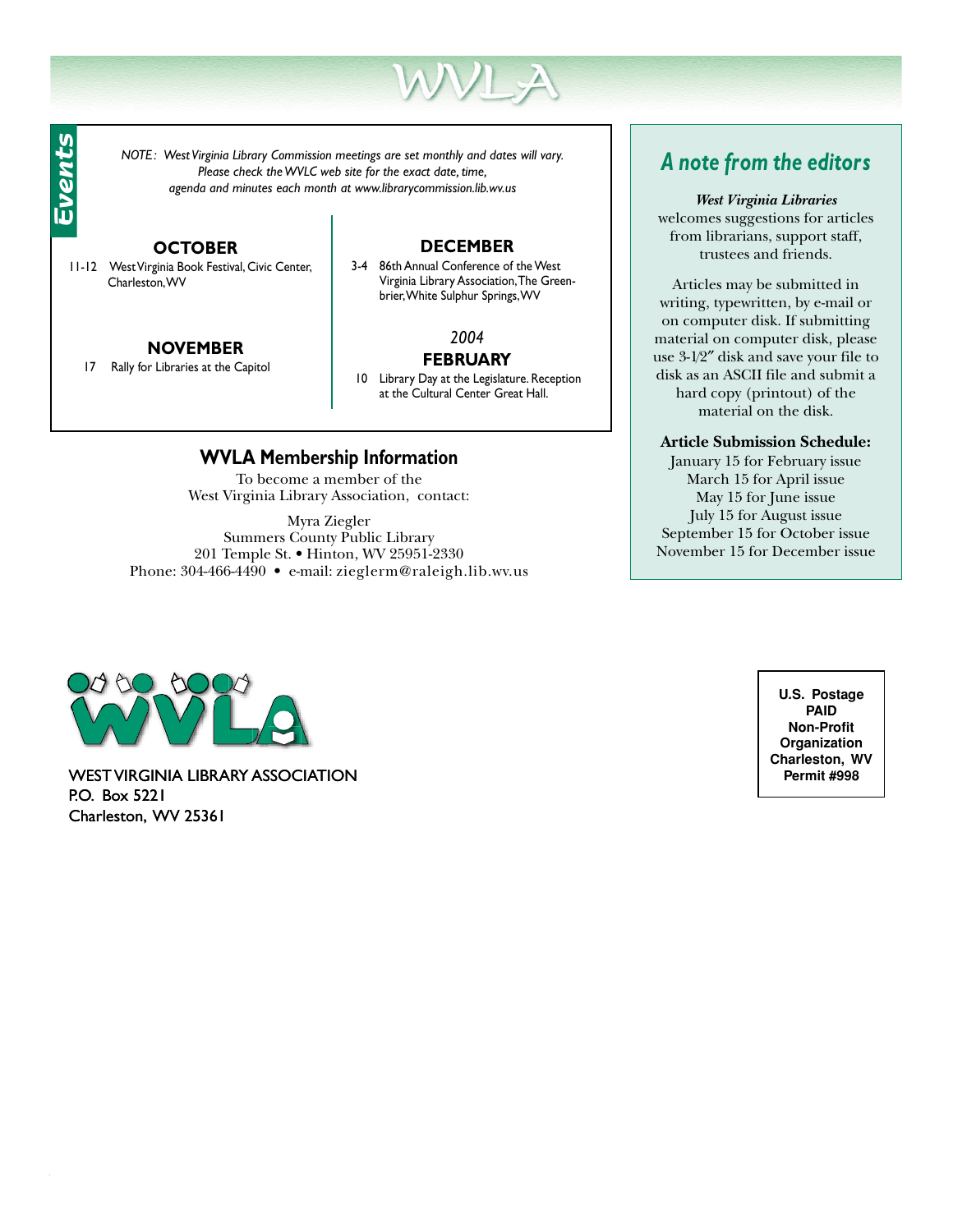# WVLA

## Events

*NOTE: West Virginia Library Commission meetings are set monthly and dates will vary. Please check the WVLC web site for the exact date, time, agenda and minutes each month at www.librarycommission.lib.wv.us*

### OCTOBER

11-12 West Virginia Book Festival, Civic Center, Charleston, WV

### NOVEMBER

17 Rally for Libraries at the Capitol

### DECEMBER

3-4 86th Annual Conference of the West Virginia Library Association, The Greenbrier, White Sulphur Springs, WV

*2004*

### FEBRUARY

10 Library Day at the Legislature. Reception at the Cultural Center Great Hall.

## WVLA Membership Information

To become a member of the West Virginia Library Association, contact:

Myra Ziegler
Summers County Public Library
201 Temple St. • Hinton, WV 25951-2330
Phone: 304-466-4490 • e-mail: zieglerm@raleigh.lib.wv.us

## A note from the editors

*West Virginia Libraries* welcomes suggestions for articles from librarians, support staff, trustees and friends.

Articles may be submitted in writing, typewritten, by e-mail or on computer disk. If submitting material on computer disk, please use 3-1/2″ disk and save your file to disk as an ASCII file and submit a hard copy (printout) of the material on the disk.

**Article Submission Schedule:**

January 15 for February issue
March 15 for April issue
May 15 for June issue
July 15 for August issue
September 15 for October issue
November 15 for December issue

WVLA

WEST VIRGINIA LIBRARY ASSOCIATION
P.O. Box 5221
Charleston, WV 25361

**U.S. Postage**
**PAID**
**Non-Profit Organization**
**Charleston, WV**
**Permit #998**